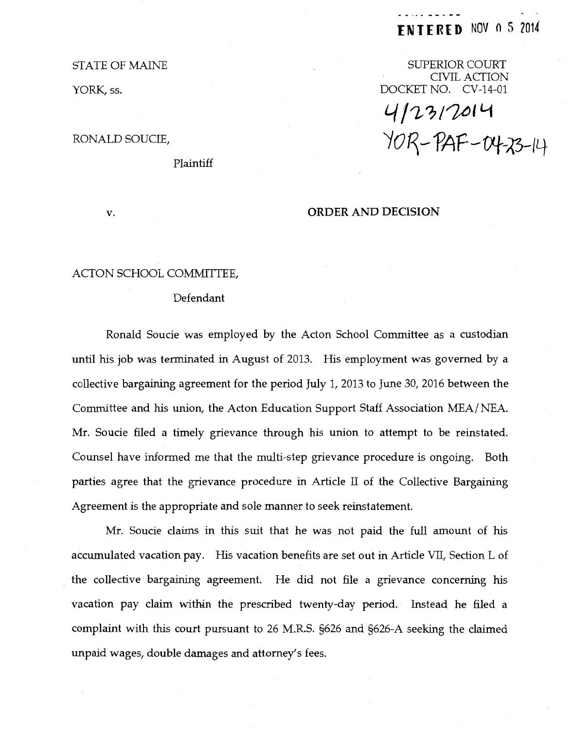**ENTERED** NOV 0 5 2014

STATE OF MAINE

YORK, ss.

SUPERIOR COURT
CIVIL ACTION
DOCKET NO. CV-14-01

4/23/2014
YOR-PAF-04-23-14

RONALD SOUCIE,

Plaintiff

v.

**ORDER AND DECISION**

ACTON SCHOOL COMMITTEE,

Defendant

Ronald Soucie was employed by the Acton School Committee as a custodian until his job was terminated in August of 2013. His employment was governed by a collective bargaining agreement for the period July 1, 2013 to June 30, 2016 between the Committee and his union, the Acton Education Support Staff Association MEA/NEA. Mr. Soucie filed a timely grievance through his union to attempt to be reinstated. Counsel have informed me that the multi-step grievance procedure is ongoing. Both parties agree that the grievance procedure in Article II of the Collective Bargaining Agreement is the appropriate and sole manner to seek reinstatement.

Mr. Soucie claims in this suit that he was not paid the full amount of his accumulated vacation pay. His vacation benefits are set out in Article VII, Section L of the collective bargaining agreement. He did not file a grievance concerning his vacation pay claim within the prescribed twenty-day period. Instead he filed a complaint with this court pursuant to 26 M.R.S. §626 and §626-A seeking the claimed unpaid wages, double damages and attorney's fees.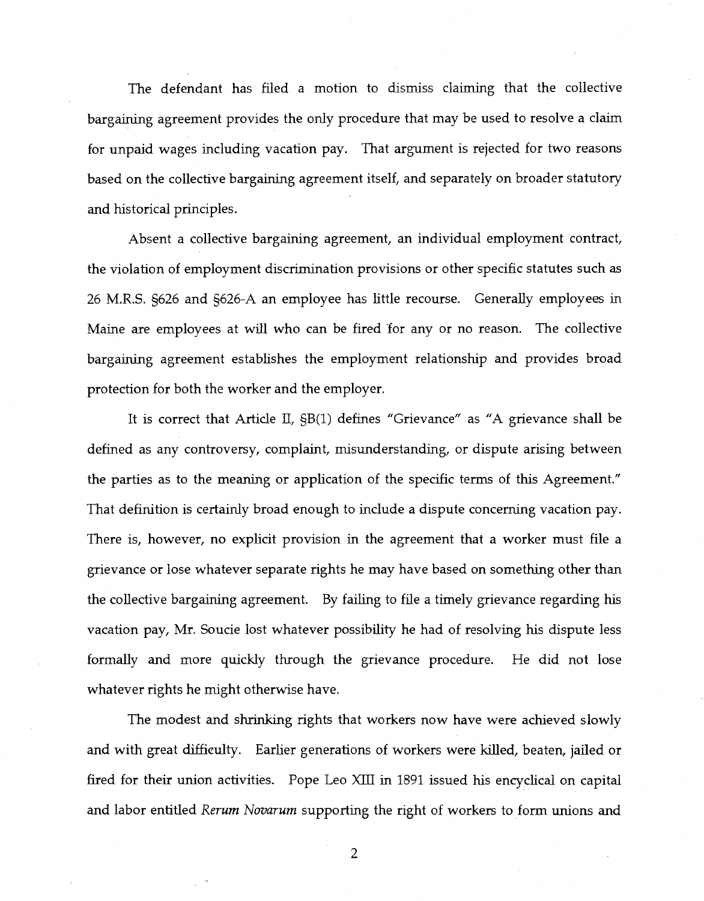The defendant has filed a motion to dismiss claiming that the collective bargaining agreement provides the only procedure that may be used to resolve a claim for unpaid wages including vacation pay. That argument is rejected for two reasons based on the collective bargaining agreement itself, and separately on broader statutory and historical principles.

Absent a collective bargaining agreement, an individual employment contract, the violation of employment discrimination provisions or other specific statutes such as 26 M.R.S. §626 and §626-A an employee has little recourse. Generally employees in Maine are employees at will who can be fired for any or no reason. The collective bargaining agreement establishes the employment relationship and provides broad protection for both the worker and the employer.

It is correct that Article II, §B(1) defines "Grievance" as "A grievance shall be defined as any controversy, complaint, misunderstanding, or dispute arising between the parties as to the meaning or application of the specific terms of this Agreement." That definition is certainly broad enough to include a dispute concerning vacation pay. There is, however, no explicit provision in the agreement that a worker must file a grievance or lose whatever separate rights he may have based on something other than the collective bargaining agreement. By failing to file a timely grievance regarding his vacation pay, Mr. Soucie lost whatever possibility he had of resolving his dispute less formally and more quickly through the grievance procedure. He did not lose whatever rights he might otherwise have.

The modest and shrinking rights that workers now have were achieved slowly and with great difficulty. Earlier generations of workers were killed, beaten, jailed or fired for their union activities. Pope Leo XIII in 1891 issued his encyclical on capital and labor entitled *Rerum Novarum* supporting the right of workers to form unions and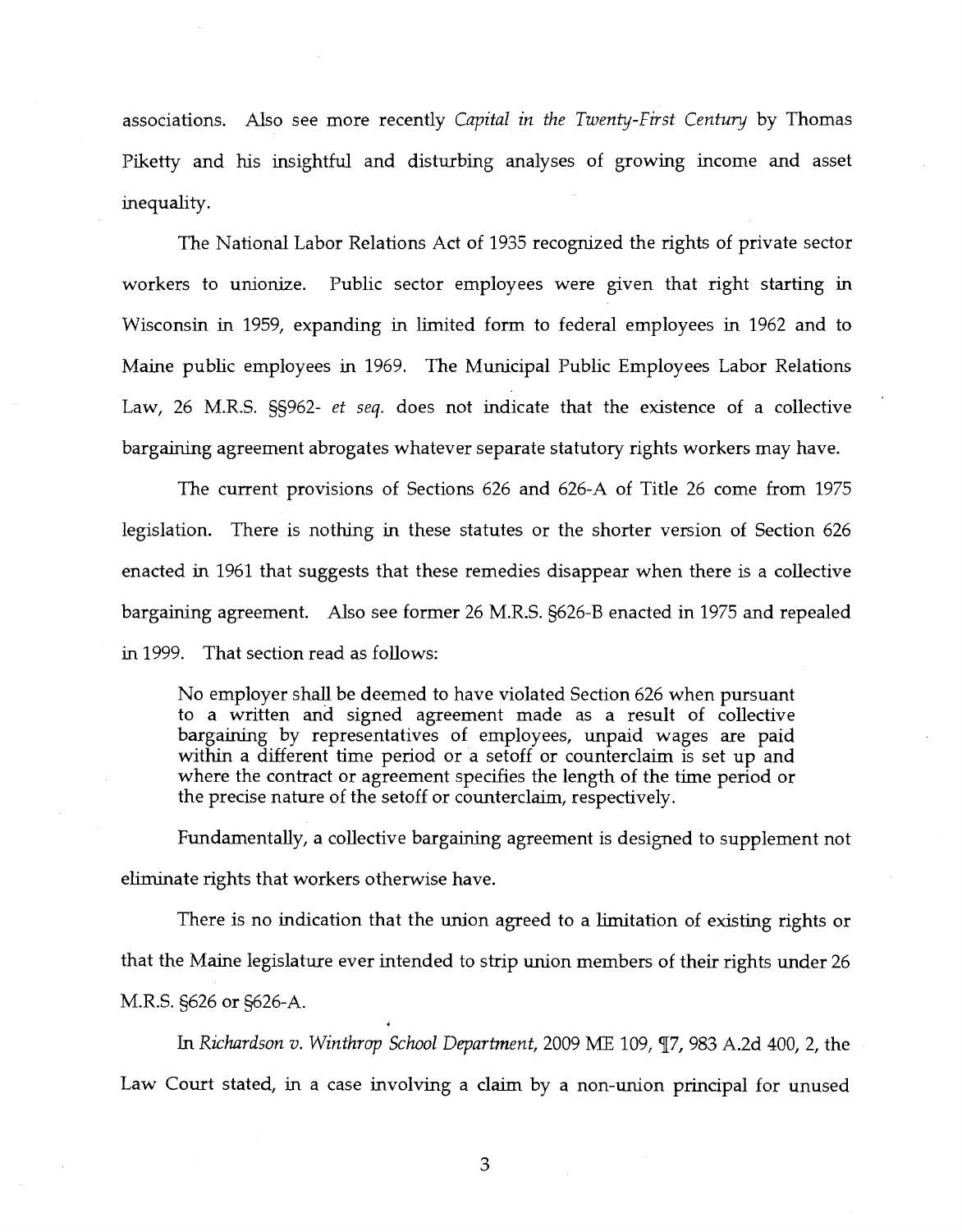associations. Also see more recently *Capital in the Twenty-First Century* by Thomas Piketty and his insightful and disturbing analyses of growing income and asset inequality.

The National Labor Relations Act of 1935 recognized the rights of private sector workers to unionize. Public sector employees were given that right starting in Wisconsin in 1959, expanding in limited form to federal employees in 1962 and to Maine public employees in 1969. The Municipal Public Employees Labor Relations Law, 26 M.R.S. §§962- *et seq.* does not indicate that the existence of a collective bargaining agreement abrogates whatever separate statutory rights workers may have.

The current provisions of Sections 626 and 626-A of Title 26 come from 1975 legislation. There is nothing in these statutes or the shorter version of Section 626 enacted in 1961 that suggests that these remedies disappear when there is a collective bargaining agreement. Also see former 26 M.R.S. §626-B enacted in 1975 and repealed in 1999. That section read as follows:

> No employer shall be deemed to have violated Section 626 when pursuant to a written and signed agreement made as a result of collective bargaining by representatives of employees, unpaid wages are paid within a different time period or a setoff or counterclaim is set up and where the contract or agreement specifies the length of the time period or the precise nature of the setoff or counterclaim, respectively.

Fundamentally, a collective bargaining agreement is designed to supplement not eliminate rights that workers otherwise have.

There is no indication that the union agreed to a limitation of existing rights or that the Maine legislature ever intended to strip union members of their rights under 26 M.R.S. §626 or §626-A.

In *Richardson v. Winthrop School Department*, 2009 ME 109, ¶7, 983 A.2d 400, 2, the Law Court stated, in a case involving a claim by a non-union principal for unused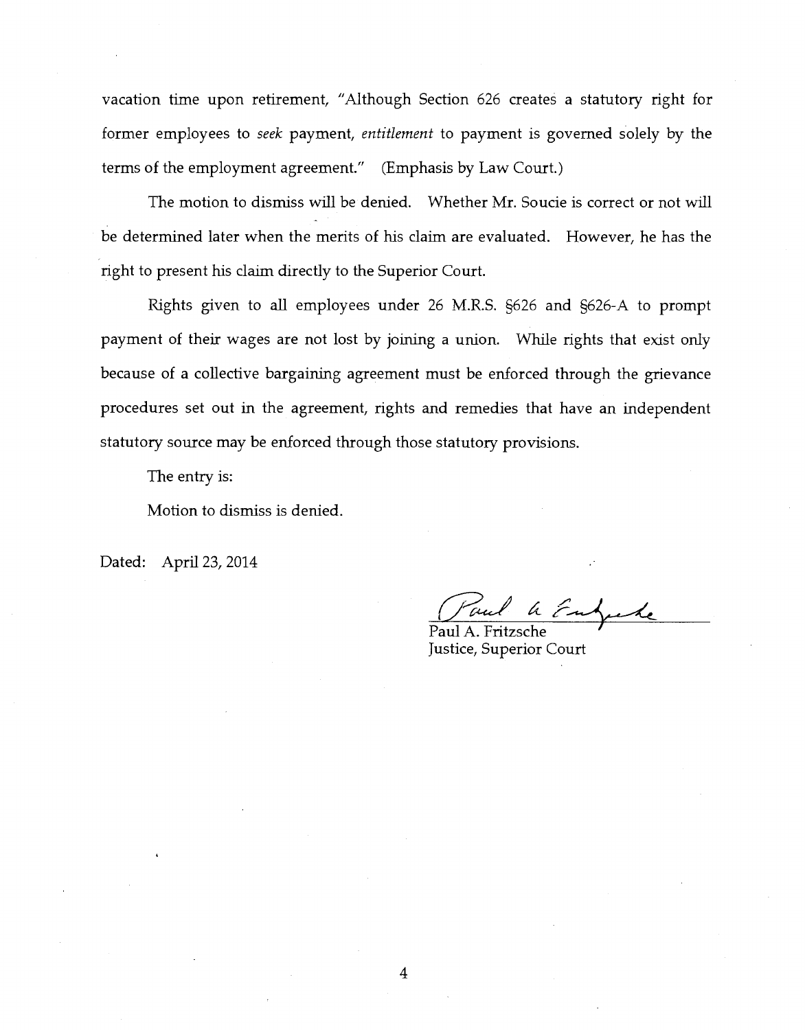vacation time upon retirement, "Although Section 626 creates a statutory right for former employees to *seek* payment, *entitlement* to payment is governed solely by the terms of the employment agreement." (Emphasis by Law Court.)

The motion to dismiss will be denied. Whether Mr. Soucie is correct or not will be determined later when the merits of his claim are evaluated. However, he has the right to present his claim directly to the Superior Court.

Rights given to all employees under 26 M.R.S. §626 and §626-A to prompt payment of their wages are not lost by joining a union. While rights that exist only because of a collective bargaining agreement must be enforced through the grievance procedures set out in the agreement, rights and remedies that have an independent statutory source may be enforced through those statutory provisions.

The entry is:

Motion to dismiss is denied.

Dated: April 23, 2014

Paul A. Fritzsche
Justice, Superior Court